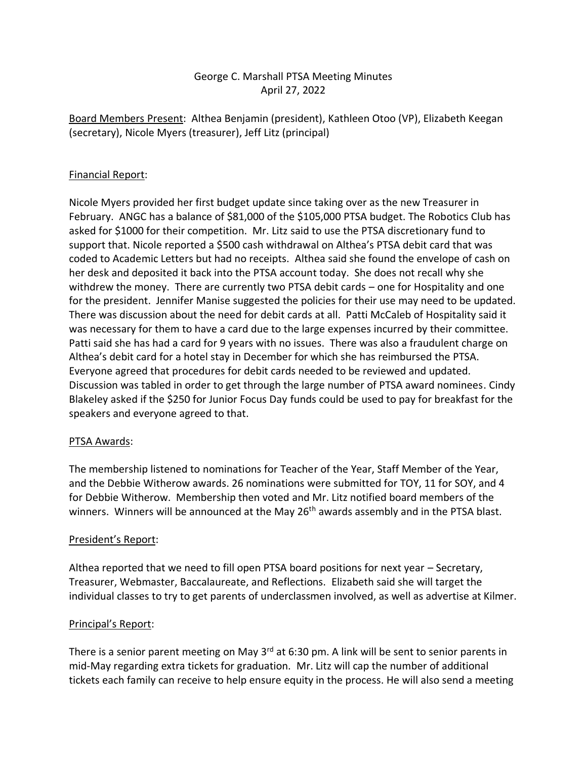# George C. Marshall PTSA Meeting Minutes

April 27, 2022

Board Members Present: Althea Benjamin (president), Kathleen Otoo (VP), Elizabeth Keegan (secretary), Nicole Myers (treasurer), Jeff Litz (principal)

## Financial Report:

Nicole Myers provided her first budget update since taking over as the new Treasurer in February. ANGC has a balance of $81,000 of the $105,000 PTSA budget. The Robotics Club has asked for $1000 for their competition. Mr. Litz said to use the PTSA discretionary fund to support that. Nicole reported a $500 cash withdrawal on Althea's PTSA debit card that was coded to Academic Letters but had no receipts. Althea said she found the envelope of cash on her desk and deposited it back into the PTSA account today. She does not recall why she withdrew the money. There are currently two PTSA debit cards – one for Hospitality and one for the president. Jennifer Manise suggested the policies for their use may need to be updated. There was discussion about the need for debit cards at all. Patti McCaleb of Hospitality said it was necessary for them to have a card due to the large expenses incurred by their committee. Patti said she has had a card for 9 years with no issues. There was also a fraudulent charge on Althea's debit card for a hotel stay in December for which she has reimbursed the PTSA. Everyone agreed that procedures for debit cards needed to be reviewed and updated. Discussion was tabled in order to get through the large number of PTSA award nominees. Cindy Blakeley asked if the $250 for Junior Focus Day funds could be used to pay for breakfast for the speakers and everyone agreed to that.

## PTSA Awards:

The membership listened to nominations for Teacher of the Year, Staff Member of the Year, and the Debbie Witherow awards. 26 nominations were submitted for TOY, 11 for SOY, and 4 for Debbie Witherow. Membership then voted and Mr. Litz notified board members of the winners. Winners will be announced at the May 26th awards assembly and in the PTSA blast.

## President's Report:

Althea reported that we need to fill open PTSA board positions for next year – Secretary, Treasurer, Webmaster, Baccalaureate, and Reflections. Elizabeth said she will target the individual classes to try to get parents of underclassmen involved, as well as advertise at Kilmer.

## Principal's Report:

There is a senior parent meeting on May 3rd at 6:30 pm. A link will be sent to senior parents in mid-May regarding extra tickets for graduation. Mr. Litz will cap the number of additional tickets each family can receive to help ensure equity in the process. He will also send a meeting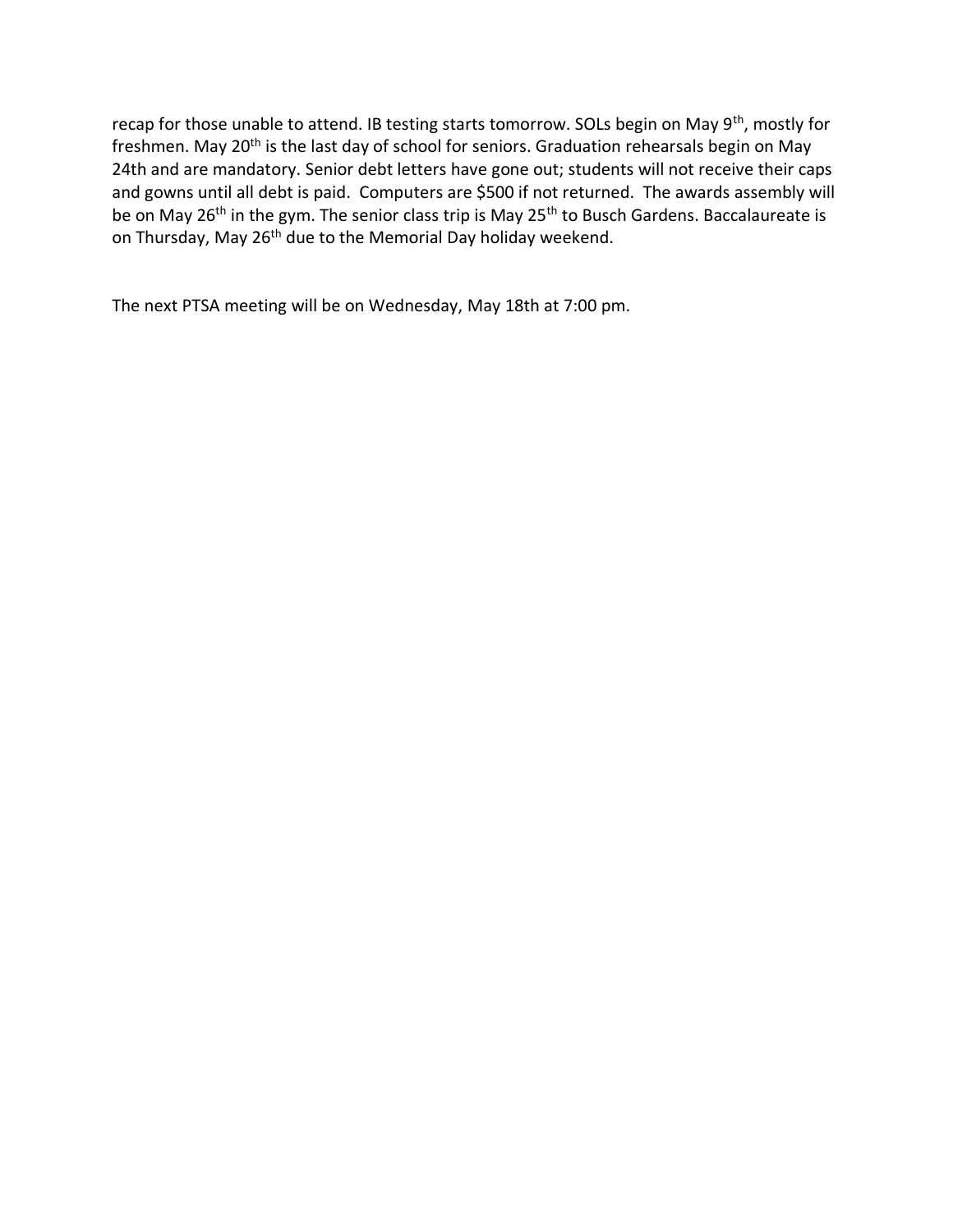recap for those unable to attend. IB testing starts tomorrow. SOLs begin on May 9th, mostly for freshmen. May 20th is the last day of school for seniors. Graduation rehearsals begin on May 24th and are mandatory. Senior debt letters have gone out; students will not receive their caps and gowns until all debt is paid. Computers are $500 if not returned. The awards assembly will be on May 26th in the gym. The senior class trip is May 25th to Busch Gardens. Baccalaureate is on Thursday, May 26th due to the Memorial Day holiday weekend.

The next PTSA meeting will be on Wednesday, May 18th at 7:00 pm.